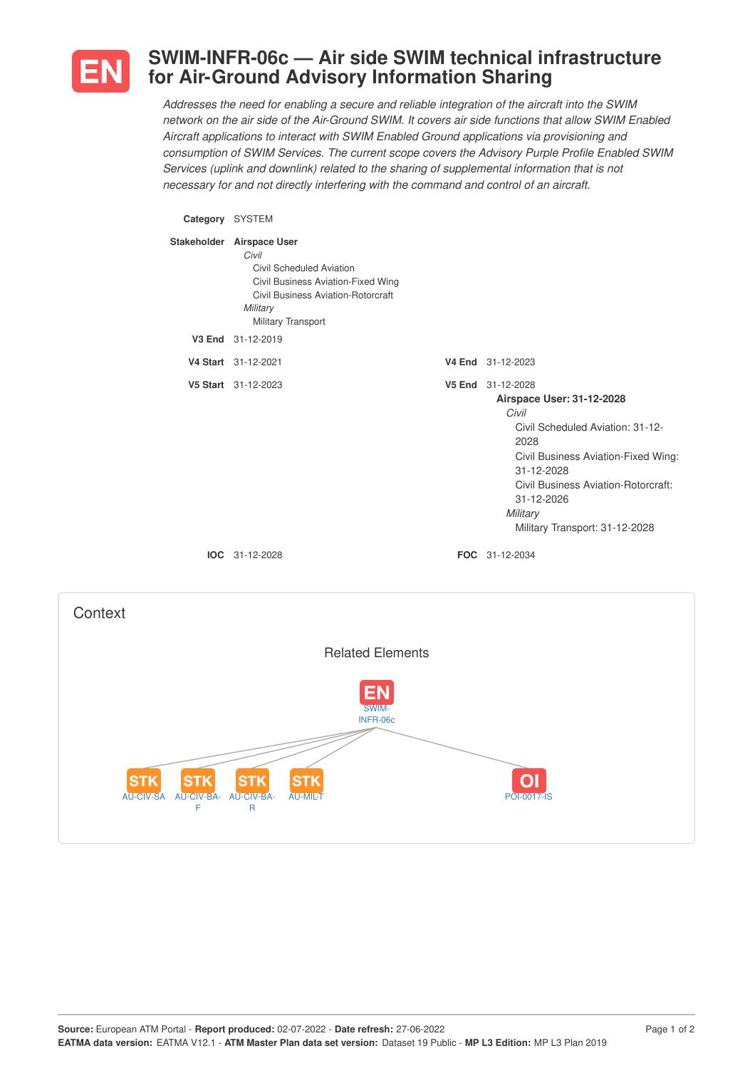# SWIM-INFR-06c — Air side SWIM technical infrastructure for Air-Ground Advisory Information Sharing

*Addresses the need for enabling a secure and reliable integration of the aircraft into the SWIM network on the air side of the Air-Ground SWIM. It covers air side functions that allow SWIM Enabled Aircraft applications to interact with SWIM Enabled Ground applications via provisioning and consumption of SWIM Services. The current scope covers the Advisory Purple Profile Enabled SWIM Services (uplink and downlink) related to the sharing of supplemental information that is not necessary for and not directly interfering with the command and control of an aircraft.*

**Category** SYSTEM

**Stakeholder** **Airspace User**
- *Civil*
  - Civil Scheduled Aviation
  - Civil Business Aviation-Fixed Wing
  - Civil Business Aviation-Rotorcraft
- *Military*
  - Military Transport

**V3 End** 31-12-2019

**V4 Start** 31-12-2021

**V4 End** 31-12-2023

**V5 Start** 31-12-2023

**V5 End** 31-12-2028

**Airspace User: 31-12-2028**
- *Civil*
  - Civil Scheduled Aviation: 31-12-2028
  - Civil Business Aviation-Fixed Wing: 31-12-2028
  - Civil Business Aviation-Rotorcraft: 31-12-2026
- *Military*
  - Military Transport: 31-12-2028

**IOC** 31-12-2028

**FOC** 31-12-2034

## Context

### Related Elements

EN SWIM-INFR-06c

- STK AU-CIV-SA
- STK AU-CIV-BA-F
- STK AU-CIV-BA-R
- STK AU-MIL-T
- OI POI-0017-IS

**Source:** European ATM Portal - **Report produced:** 02-07-2022 - **Date refresh:** 27-06-2022
**EATMA data version:** EATMA V12.1 - **ATM Master Plan data set version:** Dataset 19 Public - **MP L3 Edition:** MP L3 Plan 2019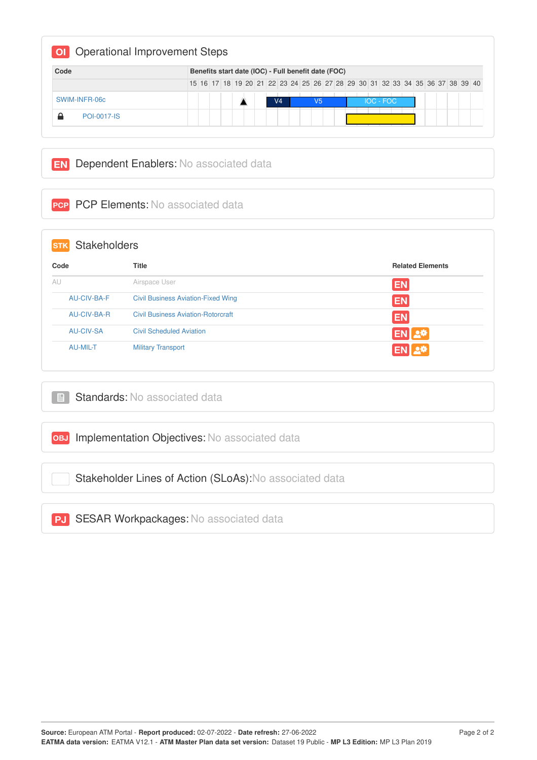## OI Operational Improvement Steps

| Code | Benefits start date (IOC) - Full benefit date (FOC) |
|---|---|
| | 15 16 17 18 19 20 21 22 23 24 25 26 27 28 29 30 31 32 33 34 35 36 37 38 39 40 |
| SWIM-INFR-06c | V4 V5 IOC - FOC |
| POI-0017-IS | |

## EN Dependent Enablers: No associated data

## PCP PCP Elements: No associated data

## STK Stakeholders

| Code | Title | Related Elements |
|---|---|---|
| AU | Airspace User | EN |
| AU-CIV-BA-F | Civil Business Aviation-Fixed Wing | EN |
| AU-CIV-BA-R | Civil Business Aviation-Rotorcraft | EN |
| AU-CIV-SA | Civil Scheduled Aviation | EN |
| AU-MIL-T | Military Transport | EN |

## Standards: No associated data

## OBJ Implementation Objectives: No associated data

## Stakeholder Lines of Action (SLoAs): No associated data

## PJ SESAR Workpackages: No associated data

**Source:** European ATM Portal - **Report produced:** 02-07-2022 - **Date refresh:** 27-06-2022
**EATMA data version:** EATMA V12.1 - **ATM Master Plan data set version:** Dataset 19 Public - **MP L3 Edition:** MP L3 Plan 2019